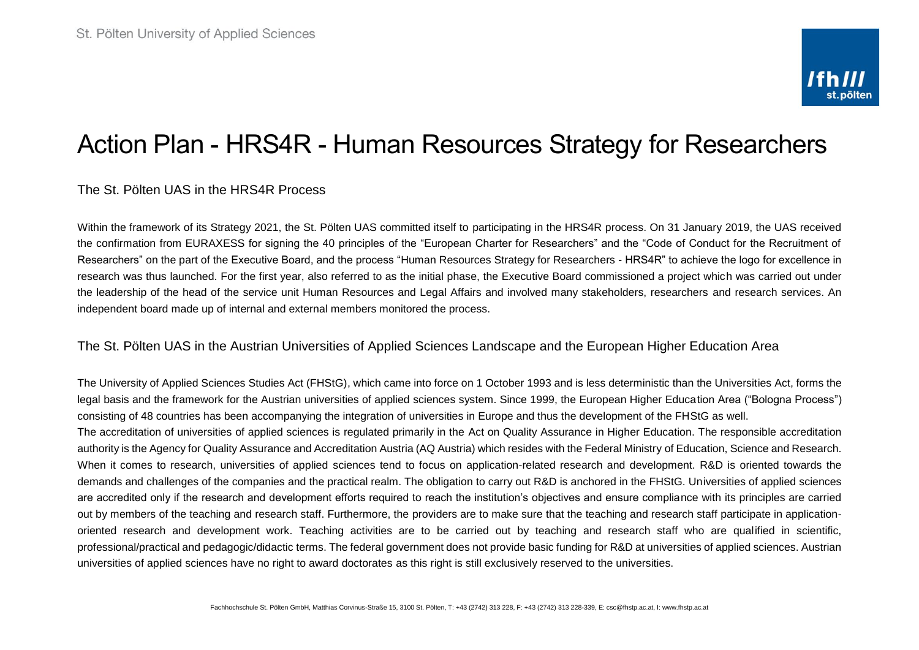# Action Plan - HRS4R - Human Resources Strategy for Researchers

## The St. Pölten UAS in the HRS4R Process

Within the framework of its Strategy 2021, the St. Pölten UAS committed itself to participating in the HRS4R process. On 31 January 2019, the UAS received the confirmation from EURAXESS for signing the 40 principles of the "European Charter for Researchers" and the "Code of Conduct for the Recruitment of Researchers" on the part of the Executive Board, and the process "Human Resources Strategy for Researchers - HRS4R" to achieve the logo for excellence in research was thus launched. For the first year, also referred to as the initial phase, the Executive Board commissioned a project which was carried out under the leadership of the head of the service unit Human Resources and Legal Affairs and involved many stakeholders, researchers and research services. An independent board made up of internal and external members monitored the process.

## The St. Pölten UAS in the Austrian Universities of Applied Sciences Landscape and the European Higher Education Area

The University of Applied Sciences Studies Act (FHStG), which came into force on 1 October 1993 and is less deterministic than the Universities Act, forms the legal basis and the framework for the Austrian universities of applied sciences system. Since 1999, the European Higher Education Area ("Bologna Process") consisting of 48 countries has been accompanying the integration of universities in Europe and thus the development of the FHStG as well.

The accreditation of universities of applied sciences is regulated primarily in the Act on Quality Assurance in Higher Education. The responsible accreditation authority is the Agency for Quality Assurance and Accreditation Austria (AQ Austria) which resides with the Federal Ministry of Education, Science and Research. When it comes to research, universities of applied sciences tend to focus on application-related research and development. R&D is oriented towards the demands and challenges of the companies and the practical realm. The obligation to carry out R&D is anchored in the FHStG. Universities of applied sciences are accredited only if the research and development efforts required to reach the institution's objectives and ensure compliance with its principles are carried out by members of the teaching and research staff. Furthermore, the providers are to make sure that the teaching and research staff participate in application-oriented research and development work. Teaching activities are to be carried out by teaching and research staff who are qualified in scientific, professional/practical and pedagogic/didactic terms. The federal government does not provide basic funding for R&D at universities of applied sciences. Austrian universities of applied sciences have no right to award doctorates as this right is still exclusively reserved to the universities.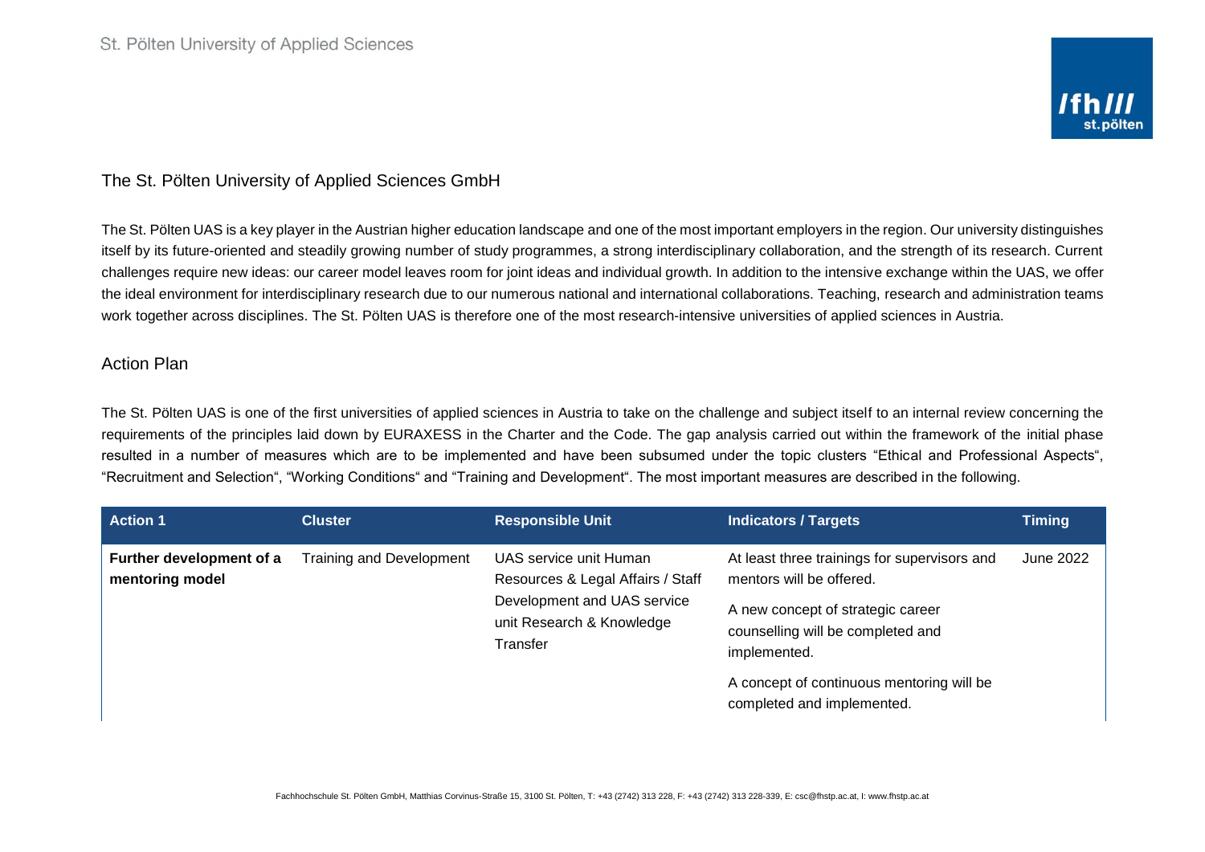## The St. Pölten University of Applied Sciences GmbH

The St. Pölten UAS is a key player in the Austrian higher education landscape and one of the most important employers in the region. Our university distinguishes itself by its future-oriented and steadily growing number of study programmes, a strong interdisciplinary collaboration, and the strength of its research. Current challenges require new ideas: our career model leaves room for joint ideas and individual growth. In addition to the intensive exchange within the UAS, we offer the ideal environment for interdisciplinary research due to our numerous national and international collaborations. Teaching, research and administration teams work together across disciplines. The St. Pölten UAS is therefore one of the most research-intensive universities of applied sciences in Austria.

## Action Plan

The St. Pölten UAS is one of the first universities of applied sciences in Austria to take on the challenge and subject itself to an internal review concerning the requirements of the principles laid down by EURAXESS in the Charter and the Code. The gap analysis carried out within the framework of the initial phase resulted in a number of measures which are to be implemented and have been subsumed under the topic clusters "Ethical and Professional Aspects", "Recruitment and Selection", "Working Conditions" and "Training and Development". The most important measures are described in the following.

| Action 1 | Cluster | Responsible Unit | Indicators / Targets | Timing |
|---|---|---|---|---|
| **Further development of a mentoring model** | Training and Development | UAS service unit Human Resources & Legal Affairs / Staff Development and UAS service unit Research & Knowledge Transfer | At least three trainings for supervisors and mentors will be offered.<br><br>A new concept of strategic career counselling will be completed and implemented.<br><br>A concept of continuous mentoring will be completed and implemented. | June 2022 |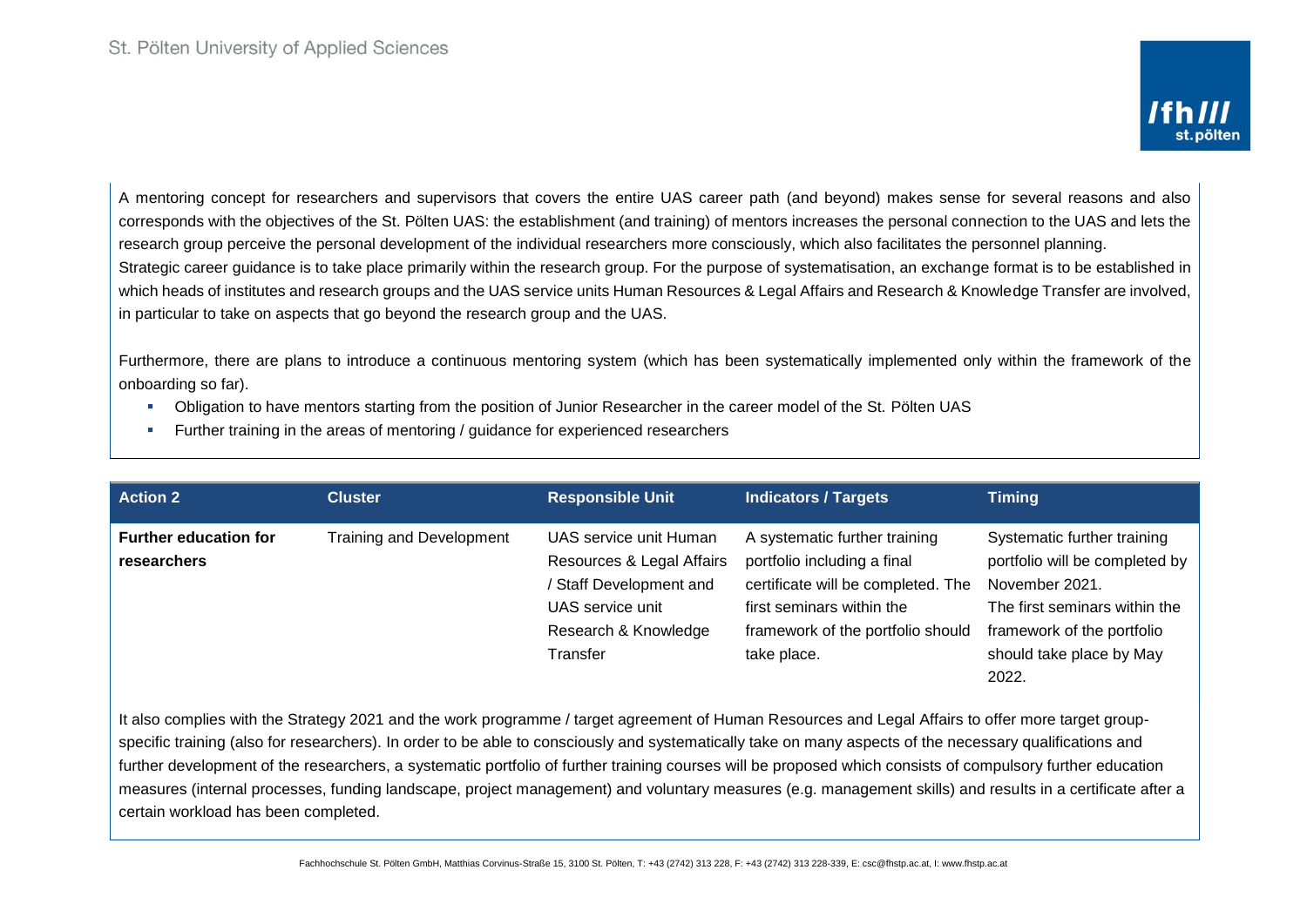A mentoring concept for researchers and supervisors that covers the entire UAS career path (and beyond) makes sense for several reasons and also corresponds with the objectives of the St. Pölten UAS: the establishment (and training) of mentors increases the personal connection to the UAS and lets the research group perceive the personal development of the individual researchers more consciously, which also facilitates the personnel planning.
Strategic career guidance is to take place primarily within the research group. For the purpose of systematisation, an exchange format is to be established in which heads of institutes and research groups and the UAS service units Human Resources & Legal Affairs and Research & Knowledge Transfer are involved, in particular to take on aspects that go beyond the research group and the UAS.

Furthermore, there are plans to introduce a continuous mentoring system (which has been systematically implemented only within the framework of the onboarding so far).

- Obligation to have mentors starting from the position of Junior Researcher in the career model of the St. Pölten UAS
- Further training in the areas of mentoring / guidance for experienced researchers

| Action 2 | Cluster | Responsible Unit | Indicators / Targets | Timing |
|---|---|---|---|---|
| **Further education for researchers** | Training and Development | UAS service unit Human Resources & Legal Affairs / Staff Development and UAS service unit Research & Knowledge Transfer | A systematic further training portfolio including a final certificate will be completed. The first seminars within the framework of the portfolio should take place. | Systematic further training portfolio will be completed by November 2021. The first seminars within the framework of the portfolio should take place by May 2022. |

It also complies with the Strategy 2021 and the work programme / target agreement of Human Resources and Legal Affairs to offer more target group-specific training (also for researchers). In order to be able to consciously and systematically take on many aspects of the necessary qualifications and further development of the researchers, a systematic portfolio of further training courses will be proposed which consists of compulsory further education measures (internal processes, funding landscape, project management) and voluntary measures (e.g. management skills) and results in a certificate after a certain workload has been completed.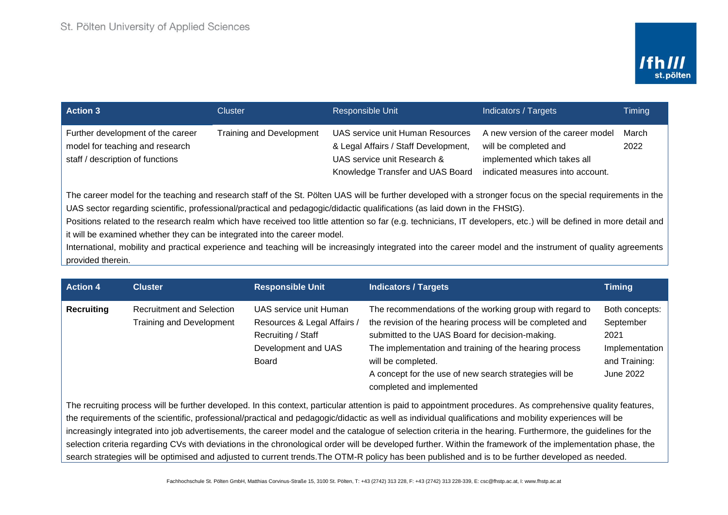| Action 3 | Cluster | Responsible Unit | Indicators / Targets | Timing |
|---|---|---|---|---|
| Further development of the career model for teaching and research staff / description of functions | Training and Development | UAS service unit Human Resources & Legal Affairs / Staff Development, UAS service unit Research & Knowledge Transfer and UAS Board | A new version of the career model will be completed and implemented which takes all indicated measures into account. | March 2022 |

The career model for the teaching and research staff of the St. Pölten UAS will be further developed with a stronger focus on the special requirements in the UAS sector regarding scientific, professional/practical and pedagogic/didactic qualifications (as laid down in the FHStG).
Positions related to the research realm which have received too little attention so far (e.g. technicians, IT developers, etc.) will be defined in more detail and it will be examined whether they can be integrated into the career model.
International, mobility and practical experience and teaching will be increasingly integrated into the career model and the instrument of quality agreements provided therein.

| **Action 4** | **Cluster** | **Responsible Unit** | **Indicators / Targets** | **Timing** |
|---|---|---|---|---|
| **Recruiting** | Recruitment and Selection Training and Development | UAS service unit Human Resources & Legal Affairs / Recruiting / Staff Development and UAS Board | The recommendations of the working group with regard to the revision of the hearing process will be completed and submitted to the UAS Board for decision-making. The implementation and training of the hearing process will be completed. A concept for the use of new search strategies will be completed and implemented | Both concepts: September 2021 Implementation and Training: June 2022 |

The recruiting process will be further developed. In this context, particular attention is paid to appointment procedures. As comprehensive quality features, the requirements of the scientific, professional/practical and pedagogic/didactic as well as individual qualifications and mobility experiences will be increasingly integrated into job advertisements, the career model and the catalogue of selection criteria in the hearing. Furthermore, the guidelines for the selection criteria regarding CVs with deviations in the chronological order will be developed further. Within the framework of the implementation phase, the search strategies will be optimised and adjusted to current trends.The OTM-R policy has been published and is to be further developed as needed.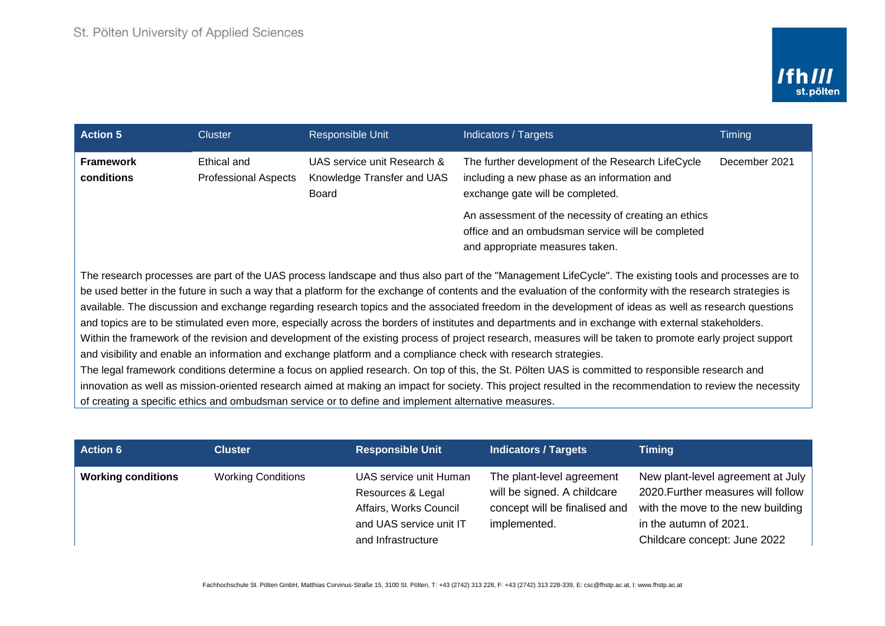| Action 5 | Cluster | Responsible Unit | Indicators / Targets | Timing |
|---|---|---|---|---|
| **Framework conditions** | Ethical and Professional Aspects | UAS service unit Research & Knowledge Transfer and UAS Board | The further development of the Research LifeCycle including a new phase as an information and exchange gate will be completed.<br><br>An assessment of the necessity of creating an ethics office and an ombudsman service will be completed and appropriate measures taken. | December 2021 |

The research processes are part of the UAS process landscape and thus also part of the "Management LifeCycle". The existing tools and processes are to be used better in the future in such a way that a platform for the exchange of contents and the evaluation of the conformity with the research strategies is available. The discussion and exchange regarding research topics and the associated freedom in the development of ideas as well as research questions and topics are to be stimulated even more, especially across the borders of institutes and departments and in exchange with external stakeholders.
Within the framework of the revision and development of the existing process of project research, measures will be taken to promote early project support and visibility and enable an information and exchange platform and a compliance check with research strategies.
The legal framework conditions determine a focus on applied research. On top of this, the St. Pölten UAS is committed to responsible research and innovation as well as mission-oriented research aimed at making an impact for society. This project resulted in the recommendation to review the necessity of creating a specific ethics and ombudsman service or to define and implement alternative measures.

| **Action 6** | **Cluster** | **Responsible Unit** | **Indicators / Targets** | **Timing** |
|---|---|---|---|---|
| **Working conditions** | Working Conditions | UAS service unit Human Resources & Legal Affairs, Works Council and UAS service unit IT and Infrastructure | The plant-level agreement will be signed. A childcare concept will be finalised and implemented. | New plant-level agreement at July 2020.Further measures will follow with the move to the new building in the autumn of 2021.<br>Childcare concept: June 2022 |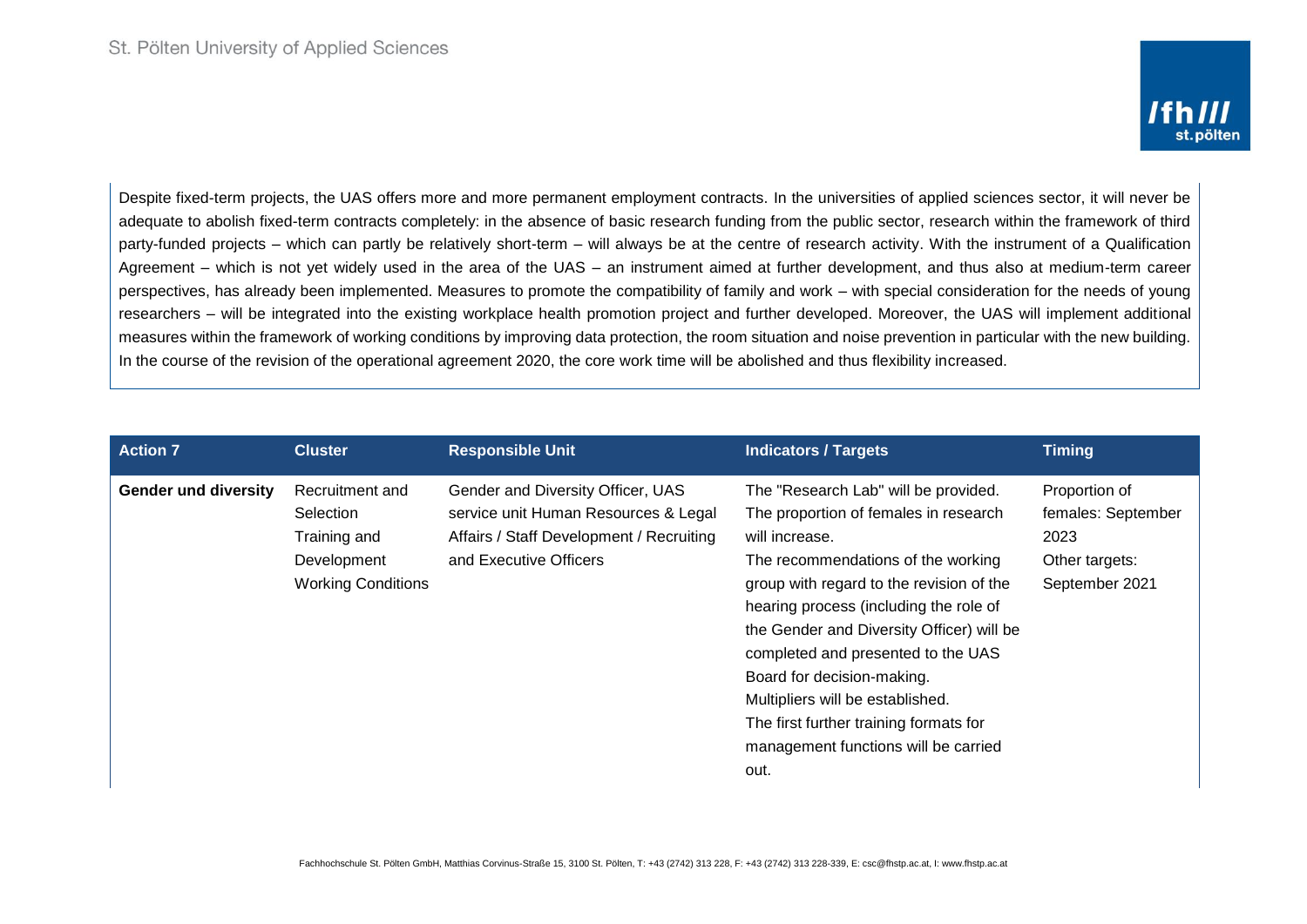Despite fixed-term projects, the UAS offers more and more permanent employment contracts. In the universities of applied sciences sector, it will never be adequate to abolish fixed-term contracts completely: in the absence of basic research funding from the public sector, research within the framework of third party-funded projects – which can partly be relatively short-term – will always be at the centre of research activity. With the instrument of a Qualification Agreement – which is not yet widely used in the area of the UAS – an instrument aimed at further development, and thus also at medium-term career perspectives, has already been implemented. Measures to promote the compatibility of family and work – with special consideration for the needs of young researchers – will be integrated into the existing workplace health promotion project and further developed. Moreover, the UAS will implement additional measures within the framework of working conditions by improving data protection, the room situation and noise prevention in particular with the new building. In the course of the revision of the operational agreement 2020, the core work time will be abolished and thus flexibility increased.

| Action 7 | Cluster | Responsible Unit | Indicators / Targets | Timing |
|---|---|---|---|---|
| **Gender und diversity** | Recruitment and Selection<br>Training and Development<br>Working Conditions | Gender and Diversity Officer, UAS service unit Human Resources & Legal Affairs / Staff Development / Recruiting and Executive Officers | The "Research Lab" will be provided.<br>The proportion of females in research will increase.<br>The recommendations of the working group with regard to the revision of the hearing process (including the role of the Gender and Diversity Officer) will be completed and presented to the UAS Board for decision-making.<br>Multipliers will be established.<br>The first further training formats for management functions will be carried out. | Proportion of females: September 2023<br>Other targets: September 2021 |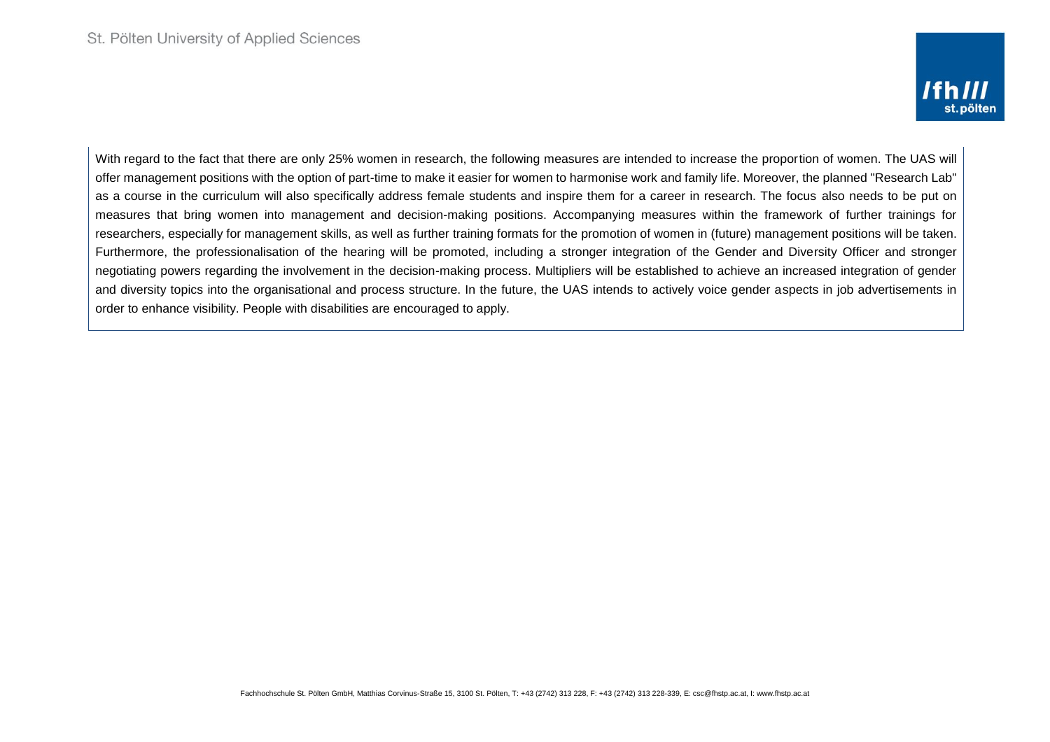With regard to the fact that there are only 25% women in research, the following measures are intended to increase the proportion of women. The UAS will offer management positions with the option of part-time to make it easier for women to harmonise work and family life. Moreover, the planned "Research Lab" as a course in the curriculum will also specifically address female students and inspire them for a career in research. The focus also needs to be put on measures that bring women into management and decision-making positions. Accompanying measures within the framework of further trainings for researchers, especially for management skills, as well as further training formats for the promotion of women in (future) management positions will be taken. Furthermore, the professionalisation of the hearing will be promoted, including a stronger integration of the Gender and Diversity Officer and stronger negotiating powers regarding the involvement in the decision-making process. Multipliers will be established to achieve an increased integration of gender and diversity topics into the organisational and process structure. In the future, the UAS intends to actively voice gender aspects in job advertisements in order to enhance visibility. People with disabilities are encouraged to apply.